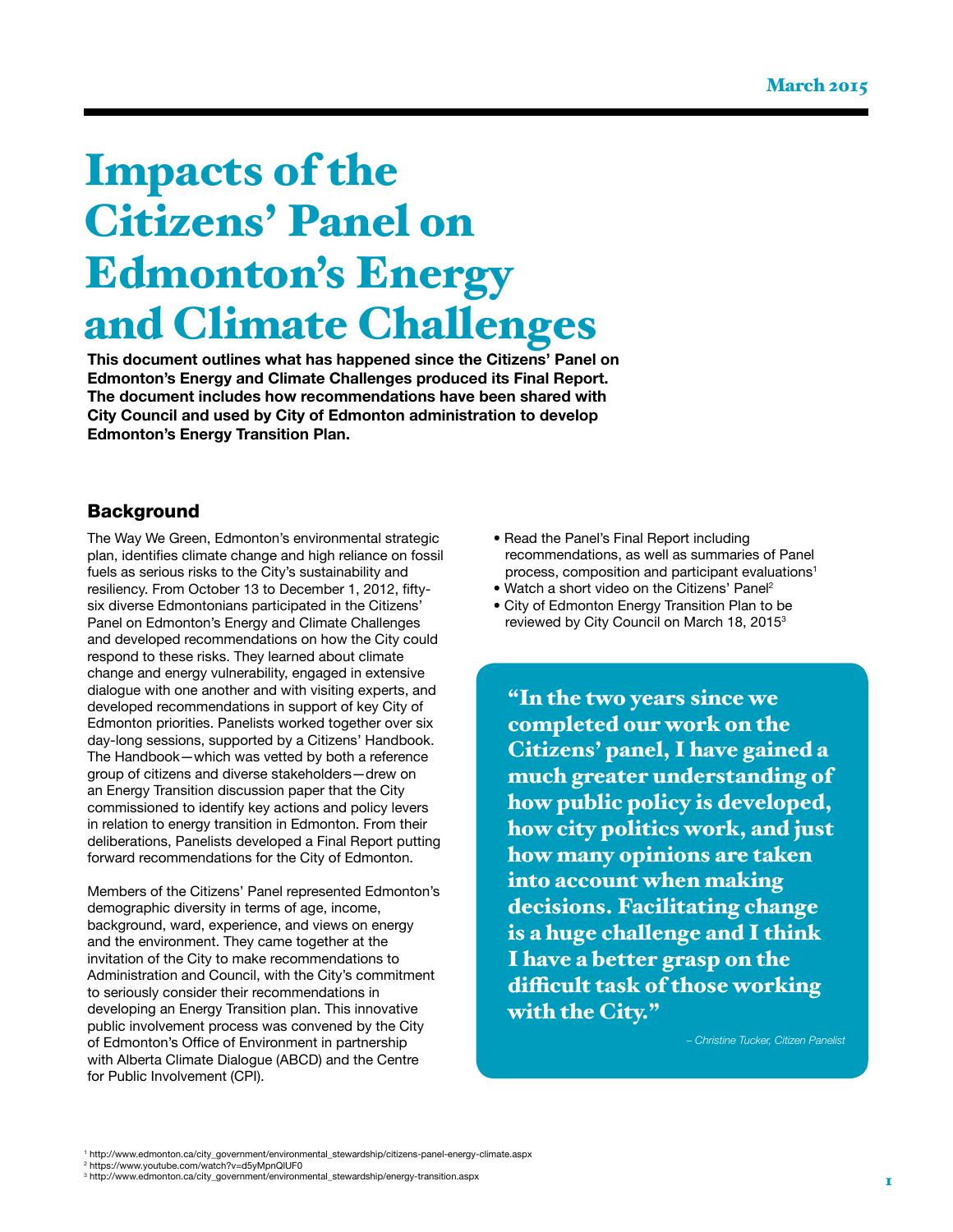March 2015

# Impacts of the Citizens' Panel on Edmonton's Energy and Climate Challenges

**This document outlines what has happened since the Citizens' Panel on Edmonton's Energy and Climate Challenges produced its Final Report. The document includes how recommendations have been shared with City Council and used by City of Edmonton administration to develop Edmonton's Energy Transition Plan.**

## Background

The Way We Green, Edmonton's environmental strategic plan, identifies climate change and high reliance on fossil fuels as serious risks to the City's sustainability and resiliency. From October 13 to December 1, 2012, fifty-six diverse Edmontonians participated in the Citizens' Panel on Edmonton's Energy and Climate Challenges and developed recommendations on how the City could respond to these risks. They learned about climate change and energy vulnerability, engaged in extensive dialogue with one another and with visiting experts, and developed recommendations in support of key City of Edmonton priorities. Panelists worked together over six day-long sessions, supported by a Citizens' Handbook. The Handbook—which was vetted by both a reference group of citizens and diverse stakeholders—drew on an Energy Transition discussion paper that the City commissioned to identify key actions and policy levers in relation to energy transition in Edmonton. From their deliberations, Panelists developed a Final Report putting forward recommendations for the City of Edmonton.

Members of the Citizens' Panel represented Edmonton's demographic diversity in terms of age, income, background, ward, experience, and views on energy and the environment. They came together at the invitation of the City to make recommendations to Administration and Council, with the City's commitment to seriously consider their recommendations in developing an Energy Transition plan. This innovative public involvement process was convened by the City of Edmonton's Office of Environment in partnership with Alberta Climate Dialogue (ABCD) and the Centre for Public Involvement (CPI).

- Read the Panel's Final Report including recommendations, as well as summaries of Panel process, composition and participant evaluations[1]
- Watch a short video on the Citizens' Panel[2]
- City of Edmonton Energy Transition Plan to be reviewed by City Council on March 18, 2015[3]

> **"In the two years since we completed our work on the Citizens' panel, I have gained a much greater understanding of how public policy is developed, how city politics work, and just how many opinions are taken into account when making decisions. Facilitating change is a huge challenge and I think I have a better grasp on the difficult task of those working with the City."**
>
> *– Christine Tucker, Citizen Panelist*

[1] http://www.edmonton.ca/city_government/environmental_stewardship/citizens-panel-energy-climate.aspx
[2] https://www.youtube.com/watch?v=d5yMpnQlUF0
[3] http://www.edmonton.ca/city_government/environmental_stewardship/energy-transition.aspx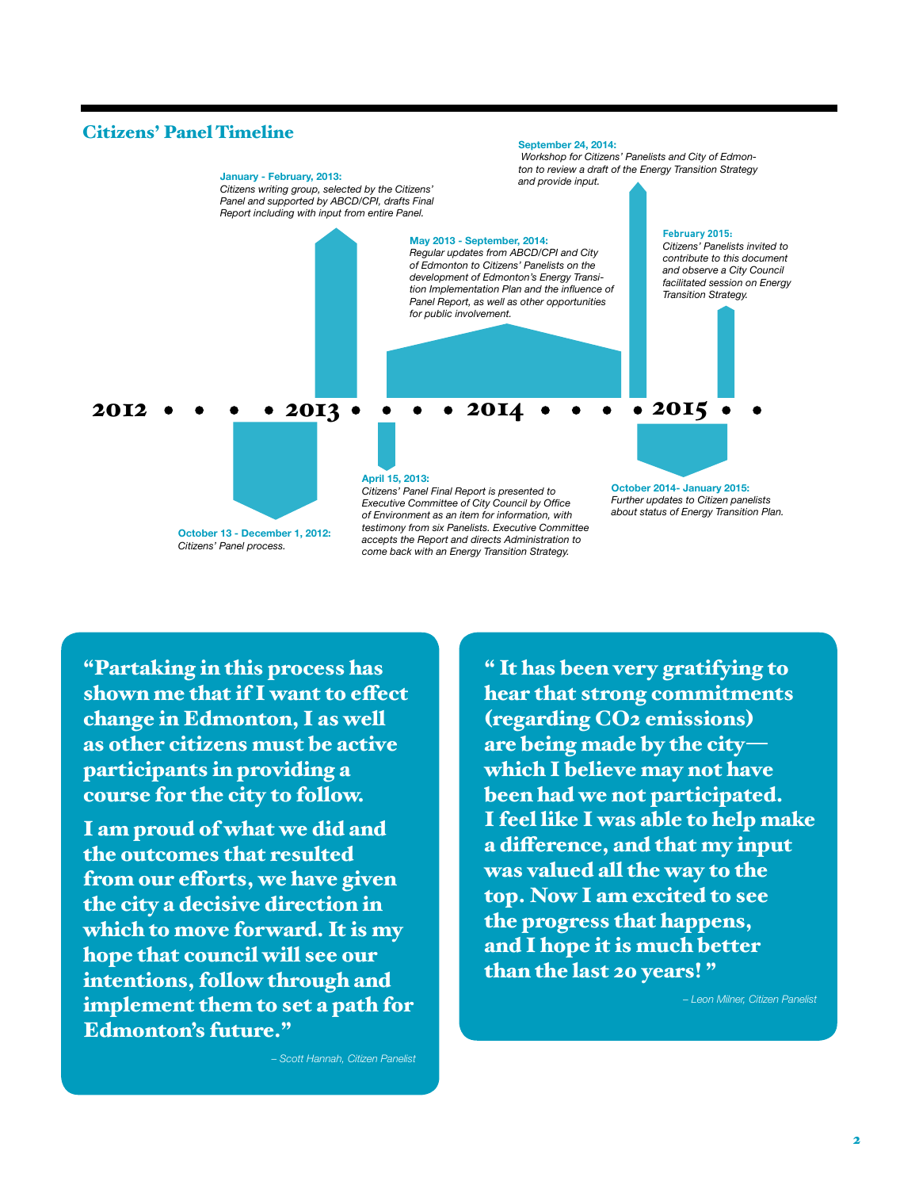## Citizens' Panel Timeline

**October 13 - December 1, 2012:**
*Citizens' Panel process.*

**January - February, 2013:**
*Citizens writing group, selected by the Citizens' Panel and supported by ABCD/CPI, drafts Final Report including with input from entire Panel.*

**April 15, 2013:**
*Citizens' Panel Final Report is presented to Executive Committee of City Council by Office of Environment as an item for information, with testimony from six Panelists. Executive Committee accepts the Report and directs Administration to come back with an Energy Transition Strategy.*

**May 2013 - September, 2014:**
*Regular updates from ABCD/CPI and City of Edmonton to Citizens' Panelists on the development of Edmonton's Energy Transition Implementation Plan and the influence of Panel Report, as well as other opportunities for public involvement.*

**September 24, 2014:**
*Workshop for Citizens' Panelists and City of Edmonton to review a draft of the Energy Transition Strategy and provide input.*

**October 2014- January 2015:**
*Further updates to Citizen panelists about status of Energy Transition Plan.*

**February 2015:**
*Citizens' Panelists invited to contribute to this document and observe a City Council facilitated session on Energy Transition Strategy.*

2012 • • • • 2013 • • • • 2014 • • • • 2015 • •

**"Partaking in this process has shown me that if I want to effect change in Edmonton, I as well as other citizens must be active participants in providing a course for the city to follow.**

**I am proud of what we did and the outcomes that resulted from our efforts, we have given the city a decisive direction in which to move forward. It is my hope that council will see our intentions, follow through and implement them to set a path for Edmonton's future."**

*– Scott Hannah, Citizen Panelist*

**" It has been very gratifying to hear that strong commitments (regarding $CO_2$ emissions) are being made by the city— which I believe may not have been had we not participated. I feel like I was able to help make a difference, and that my input was valued all the way to the top. Now I am excited to see the progress that happens, and I hope it is much better than the last 20 years! "**

*– Leon Milner, Citizen Panelist*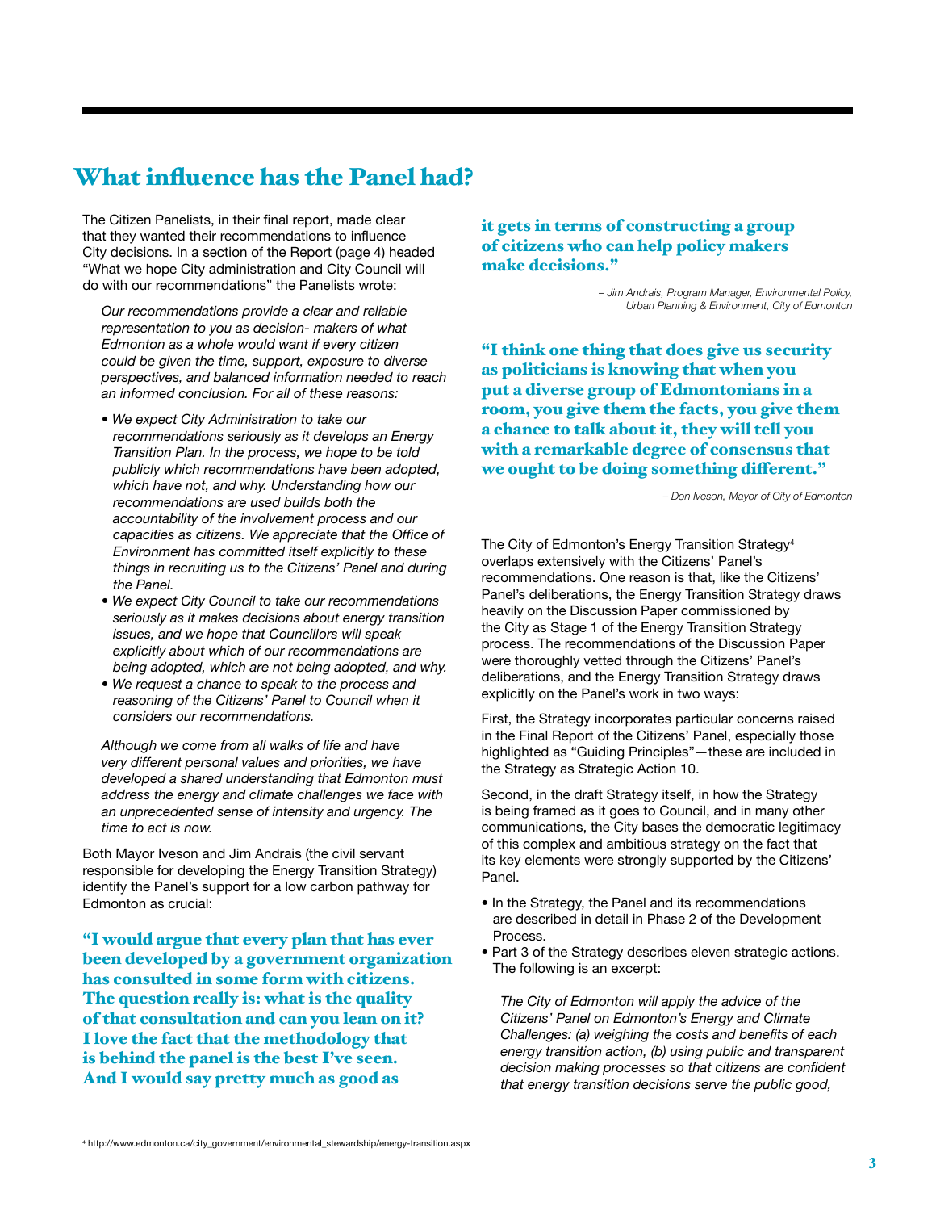# What influence has the Panel had?

The Citizen Panelists, in their final report, made clear that they wanted their recommendations to influence City decisions. In a section of the Report (page 4) headed "What we hope City administration and City Council will do with our recommendations" the Panelists wrote:

> *Our recommendations provide a clear and reliable representation to you as decision- makers of what Edmonton as a whole would want if every citizen could be given the time, support, exposure to diverse perspectives, and balanced information needed to reach an informed conclusion. For all of these reasons:*
>
> - *We expect City Administration to take our recommendations seriously as it develops an Energy Transition Plan. In the process, we hope to be told publicly which recommendations have been adopted, which have not, and why. Understanding how our recommendations are used builds both the accountability of the involvement process and our capacities as citizens. We appreciate that the Office of Environment has committed itself explicitly to these things in recruiting us to the Citizens' Panel and during the Panel.*
> - *We expect City Council to take our recommendations seriously as it makes decisions about energy transition issues, and we hope that Councillors will speak explicitly about which of our recommendations are being adopted, which are not being adopted, and why.*
> - *We request a chance to speak to the process and reasoning of the Citizens' Panel to Council when it considers our recommendations.*
>
> *Although we come from all walks of life and have very different personal values and priorities, we have developed a shared understanding that Edmonton must address the energy and climate challenges we face with an unprecedented sense of intensity and urgency. The time to act is now.*

Both Mayor Iveson and Jim Andrais (the civil servant responsible for developing the Energy Transition Strategy) identify the Panel's support for a low carbon pathway for Edmonton as crucial:

**"I would argue that every plan that has ever been developed by a government organization has consulted in some form with citizens. The question really is: what is the quality of that consultation and can you lean on it? I love the fact that the methodology that is behind the panel is the best I've seen. And I would say pretty much as good as it gets in terms of constructing a group of citizens who can help policy makers make decisions."**

*– Jim Andrais, Program Manager, Environmental Policy, Urban Planning & Environment, City of Edmonton*

**"I think one thing that does give us security as politicians is knowing that when you put a diverse group of Edmontonians in a room, you give them the facts, you give them a chance to talk about it, they will tell you with a remarkable degree of consensus that we ought to be doing something different."**

*– Don Iveson, Mayor of City of Edmonton*

The City of Edmonton's Energy Transition Strategy[4] overlaps extensively with the Citizens' Panel's recommendations. One reason is that, like the Citizens' Panel's deliberations, the Energy Transition Strategy draws heavily on the Discussion Paper commissioned by the City as Stage 1 of the Energy Transition Strategy process. The recommendations of the Discussion Paper were thoroughly vetted through the Citizens' Panel's deliberations, and the Energy Transition Strategy draws explicitly on the Panel's work in two ways:

First, the Strategy incorporates particular concerns raised in the Final Report of the Citizens' Panel, especially those highlighted as "Guiding Principles"—these are included in the Strategy as Strategic Action 10.

Second, in the draft Strategy itself, in how the Strategy is being framed as it goes to Council, and in many other communications, the City bases the democratic legitimacy of this complex and ambitious strategy on the fact that its key elements were strongly supported by the Citizens' Panel.

- In the Strategy, the Panel and its recommendations are described in detail in Phase 2 of the Development Process.
- Part 3 of the Strategy describes eleven strategic actions. The following is an excerpt:

> *The City of Edmonton will apply the advice of the Citizens' Panel on Edmonton's Energy and Climate Challenges: (a) weighing the costs and benefits of each energy transition action, (b) using public and transparent decision making processes so that citizens are confident that energy transition decisions serve the public good,*

[4] http://www.edmonton.ca/city_government/environmental_stewardship/energy-transition.aspx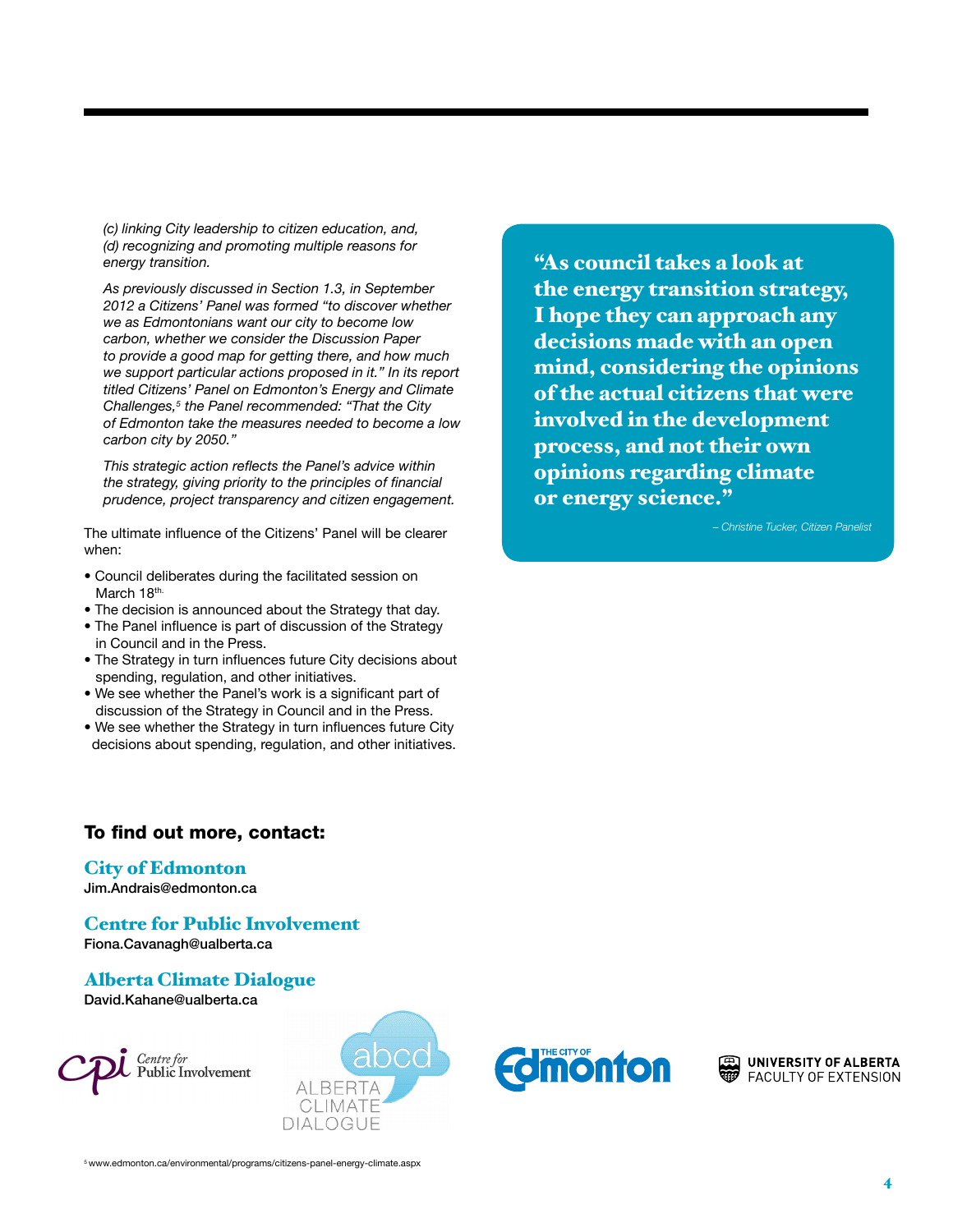*(c) linking City leadership to citizen education, and,*
*(d) recognizing and promoting multiple reasons for energy transition.*

*As previously discussed in Section 1.3, in September 2012 a Citizens' Panel was formed "to discover whether we as Edmontonians want our city to become low carbon, whether we consider the Discussion Paper to provide a good map for getting there, and how much we support particular actions proposed in it." In its report titled Citizens' Panel on Edmonton's Energy and Climate Challenges,[5] the Panel recommended: "That the City of Edmonton take the measures needed to become a low carbon city by 2050."*

*This strategic action reflects the Panel's advice within the strategy, giving priority to the principles of financial prudence, project transparency and citizen engagement.*

The ultimate influence of the Citizens' Panel will be clearer when:

- Council deliberates during the facilitated session on March 18th.
- The decision is announced about the Strategy that day.
- The Panel influence is part of discussion of the Strategy in Council and in the Press.
- The Strategy in turn influences future City decisions about spending, regulation, and other initiatives.
- We see whether the Panel's work is a significant part of discussion of the Strategy in Council and in the Press.
- We see whether the Strategy in turn influences future City decisions about spending, regulation, and other initiatives.

> **"As council takes a look at the energy transition strategy, I hope they can approach any decisions made with an open mind, considering the opinions of the actual citizens that were involved in the development process, and not their own opinions regarding climate or energy science."**
>
> *– Christine Tucker, Citizen Panelist*

## To find out more, contact:

### City of Edmonton
Jim.Andrais@edmonton.ca

### Centre for Public Involvement
Fiona.Cavanagh@ualberta.ca

### Alberta Climate Dialogue
David.Kahane@ualberta.ca

cpi Centre for Public Involvement

abcd ALBERTA CLIMATE DIALOGUE

THE CITY OF Edmonton

UNIVERSITY OF ALBERTA FACULTY OF EXTENSION

[5] www.edmonton.ca/environmental/programs/citizens-panel-energy-climate.aspx